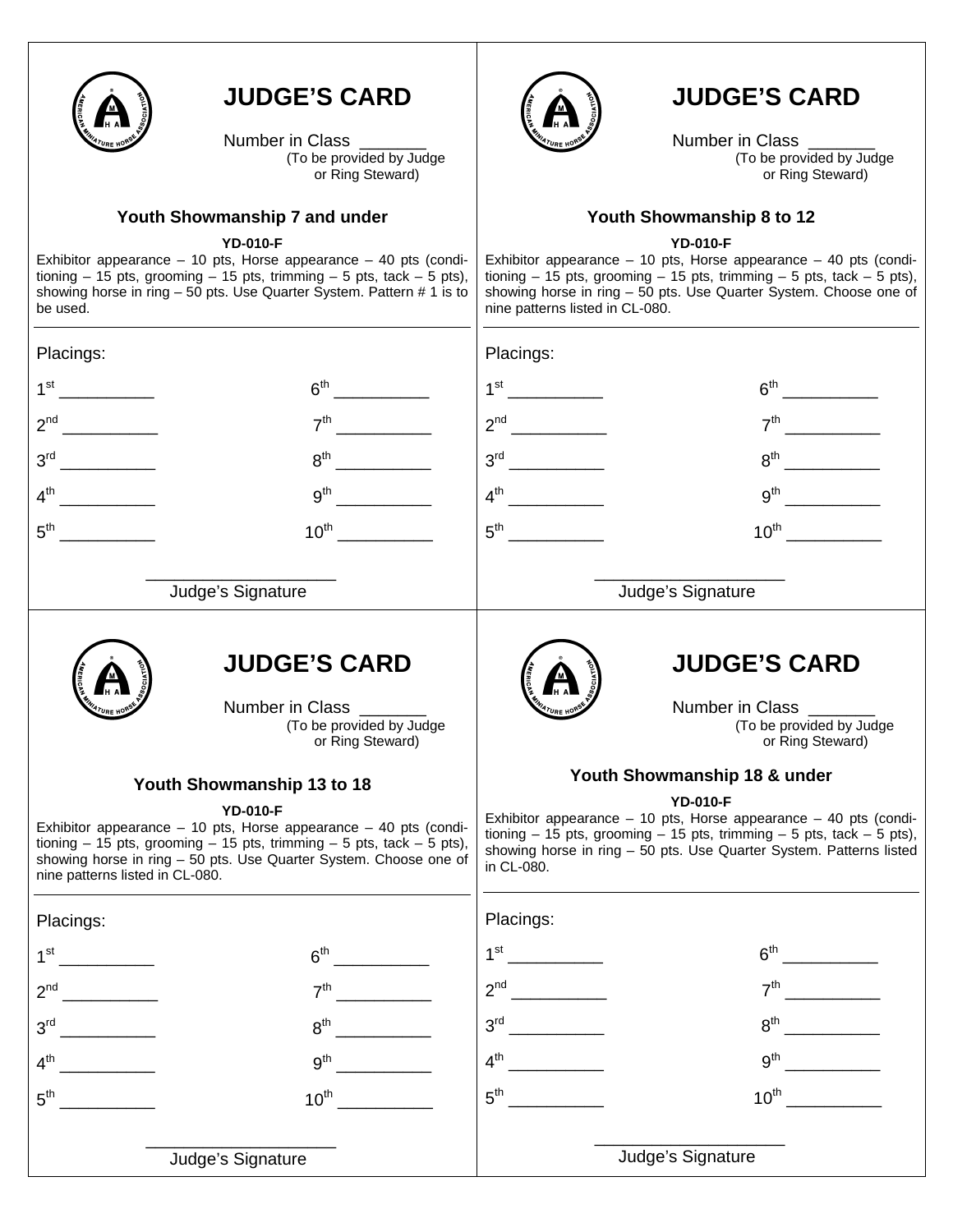## JUDGE'S CARD

Number in Class _______
(To be provided by Judge or Ring Steward)

### Youth Showmanship 7 and under

**YD-010-F**

Exhibitor appearance – 10 pts, Horse appearance – 40 pts (conditioning – 15 pts, grooming – 15 pts, trimming – 5 pts, tack – 5 pts), showing horse in ring – 50 pts. Use Quarter System. Pattern # 1 is to be used.

Placings:

1st __________ 6th __________

2nd __________ 7th __________

3rd __________ 8th __________

4th __________ 9th __________

5th __________ 10th __________

____________________
Judge's Signature

---

## JUDGE'S CARD

Number in Class _______
(To be provided by Judge or Ring Steward)

### Youth Showmanship 8 to 12

**YD-010-F**

Exhibitor appearance – 10 pts, Horse appearance – 40 pts (conditioning – 15 pts, grooming – 15 pts, trimming – 5 pts, tack – 5 pts), showing horse in ring – 50 pts. Use Quarter System. Choose one of nine patterns listed in CL-080.

Placings:

1st __________ 6th __________

2nd __________ 7th __________

3rd __________ 8th __________

4th __________ 9th __________

5th __________ 10th __________

____________________
Judge's Signature

---

## JUDGE'S CARD

Number in Class _______
(To be provided by Judge or Ring Steward)

### Youth Showmanship 13 to 18

**YD-010-F**

Exhibitor appearance – 10 pts, Horse appearance – 40 pts (conditioning – 15 pts, grooming – 15 pts, trimming – 5 pts, tack – 5 pts), showing horse in ring – 50 pts. Use Quarter System. Choose one of nine patterns listed in CL-080.

Placings:

1st __________ 6th __________

2nd __________ 7th __________

3rd __________ 8th __________

4th __________ 9th __________

5th __________ 10th __________

____________________
Judge's Signature

---

## JUDGE'S CARD

Number in Class _______
(To be provided by Judge or Ring Steward)

### Youth Showmanship 18 & under

**YD-010-F**

Exhibitor appearance – 10 pts, Horse appearance – 40 pts (conditioning – 15 pts, grooming – 15 pts, trimming – 5 pts, tack – 5 pts), showing horse in ring – 50 pts. Use Quarter System. Patterns listed in CL-080.

Placings:

1st __________ 6th __________

2nd __________ 7th __________

3rd __________ 8th __________

4th __________ 9th __________

5th __________ 10th __________

____________________
Judge's Signature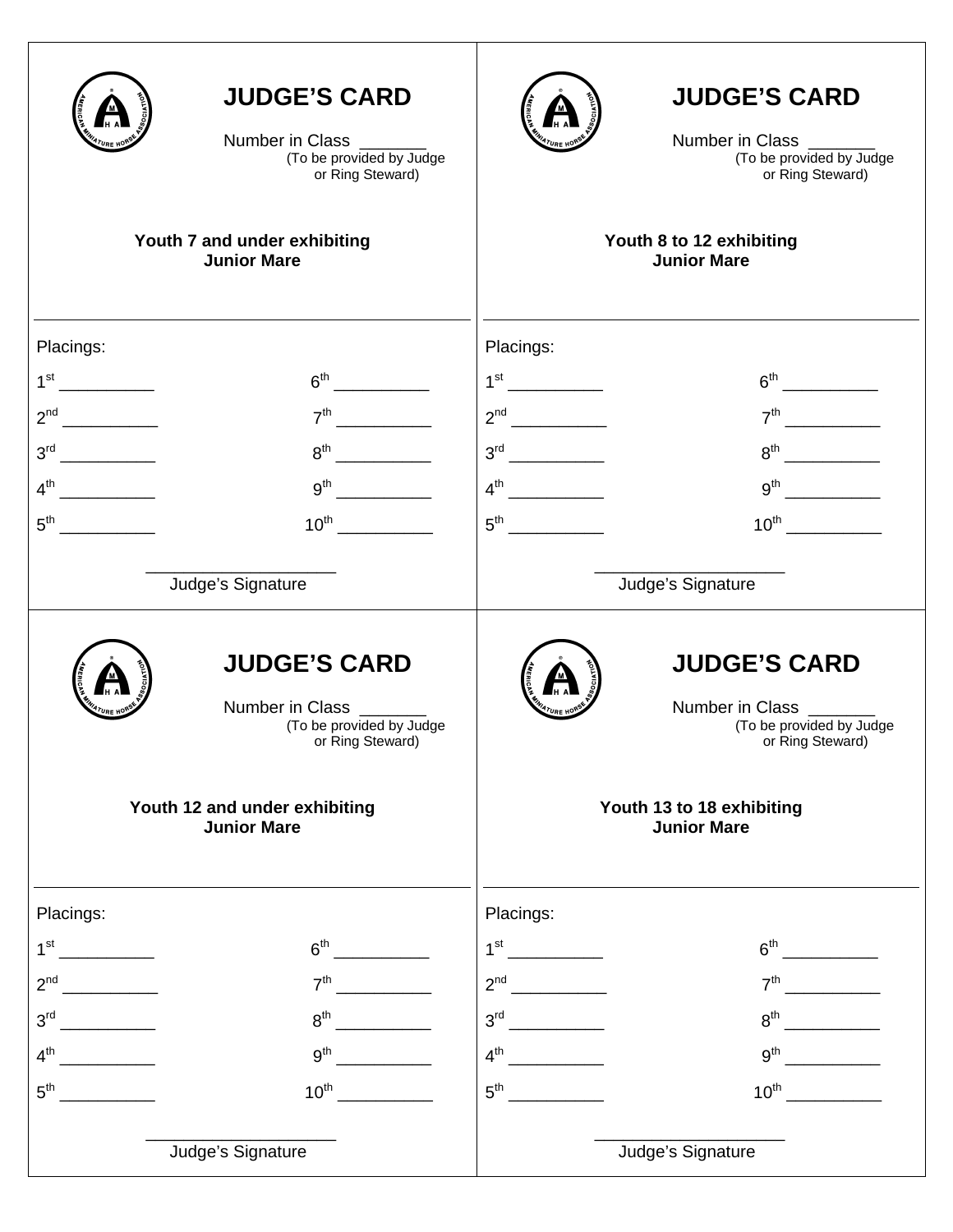## JUDGE'S CARD

Number in Class _______
(To be provided by Judge or Ring Steward)

**Youth 7 and under exhibiting**
**Junior Mare**

Placings:

| | |
|---|---|
| 1st __________ | 6th __________ |
| 2nd __________ | 7th __________ |
| 3rd __________ | 8th __________ |
| 4th __________ | 9th __________ |
| 5th __________ | 10th __________ |

____________________
Judge's Signature

## JUDGE'S CARD

Number in Class _______
(To be provided by Judge or Ring Steward)

**Youth 8 to 12 exhibiting**
**Junior Mare**

Placings:

| | |
|---|---|
| 1st __________ | 6th __________ |
| 2nd __________ | 7th __________ |
| 3rd __________ | 8th __________ |
| 4th __________ | 9th __________ |
| 5th __________ | 10th __________ |

____________________
Judge's Signature

## JUDGE'S CARD

Number in Class _______
(To be provided by Judge or Ring Steward)

**Youth 12 and under exhibiting**
**Junior Mare**

Placings:

| | |
|---|---|
| 1st __________ | 6th __________ |
| 2nd __________ | 7th __________ |
| 3rd __________ | 8th __________ |
| 4th __________ | 9th __________ |
| 5th __________ | 10th __________ |

____________________
Judge's Signature

## JUDGE'S CARD

Number in Class _______
(To be provided by Judge or Ring Steward)

**Youth 13 to 18 exhibiting**
**Junior Mare**

Placings:

| | |
|---|---|
| 1st __________ | 6th __________ |
| 2nd __________ | 7th __________ |
| 3rd __________ | 8th __________ |
| 4th __________ | 9th __________ |
| 5th __________ | 10th __________ |

____________________
Judge's Signature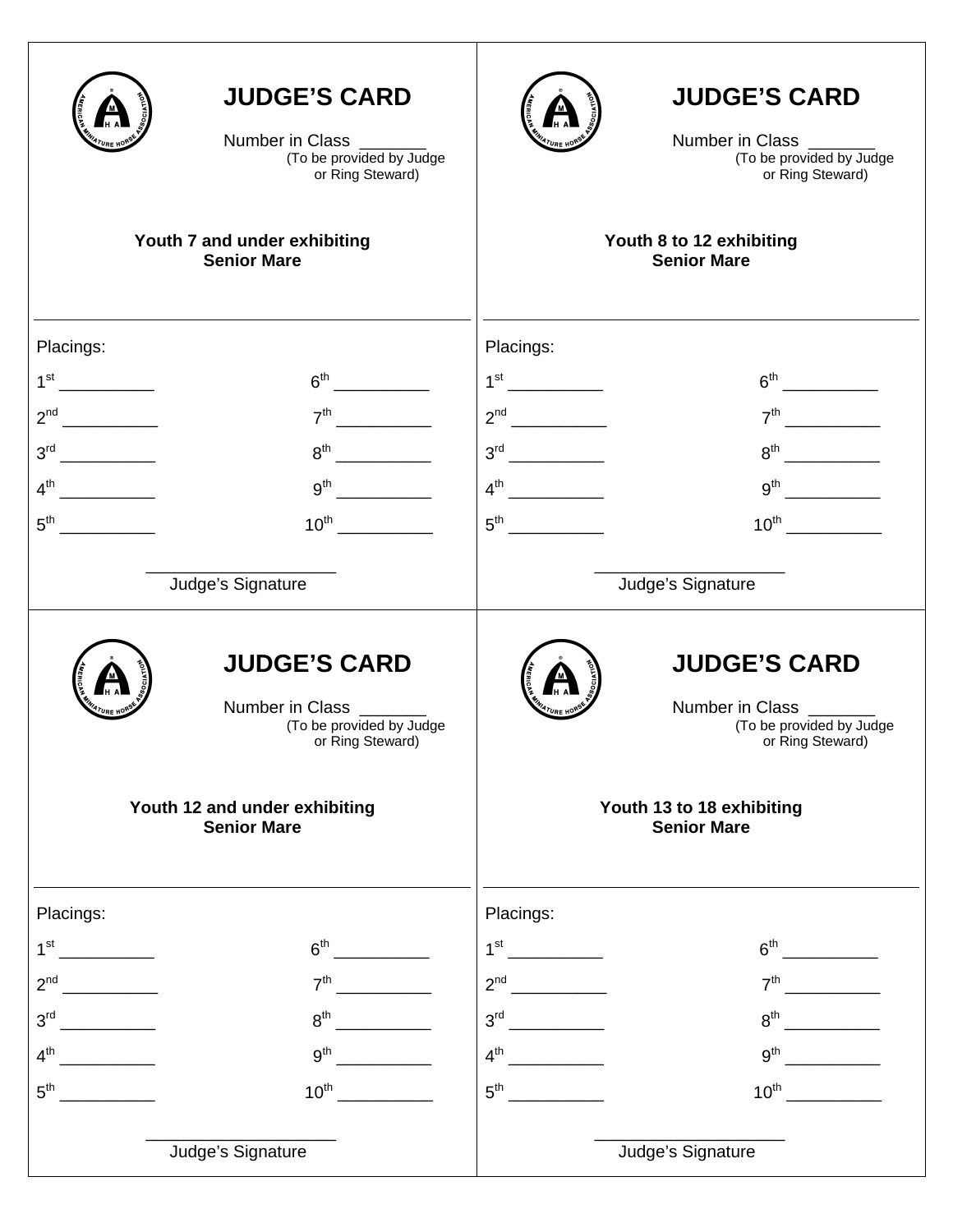## JUDGE'S CARD

Number in Class _______
(To be provided by Judge or Ring Steward)

**Youth 7 and under exhibiting Senior Mare**

Placings:

1st __________ 6th __________

2nd __________ 7th __________

3rd __________ 8th __________

4th __________ 9th __________

5th __________ 10th __________

____________________
Judge's Signature

## JUDGE'S CARD

Number in Class _______
(To be provided by Judge or Ring Steward)

**Youth 8 to 12 exhibiting Senior Mare**

Placings:

1st __________ 6th __________

2nd __________ 7th __________

3rd __________ 8th __________

4th __________ 9th __________

5th __________ 10th __________

____________________
Judge's Signature

## JUDGE'S CARD

Number in Class _______
(To be provided by Judge or Ring Steward)

**Youth 12 and under exhibiting Senior Mare**

Placings:

1st __________ 6th __________

2nd __________ 7th __________

3rd __________ 8th __________

4th __________ 9th __________

5th __________ 10th __________

____________________
Judge's Signature

## JUDGE'S CARD

Number in Class _______
(To be provided by Judge or Ring Steward)

**Youth 13 to 18 exhibiting Senior Mare**

Placings:

1st __________ 6th __________

2nd __________ 7th __________

3rd __________ 8th __________

4th __________ 9th __________

5th __________ 10th __________

____________________
Judge's Signature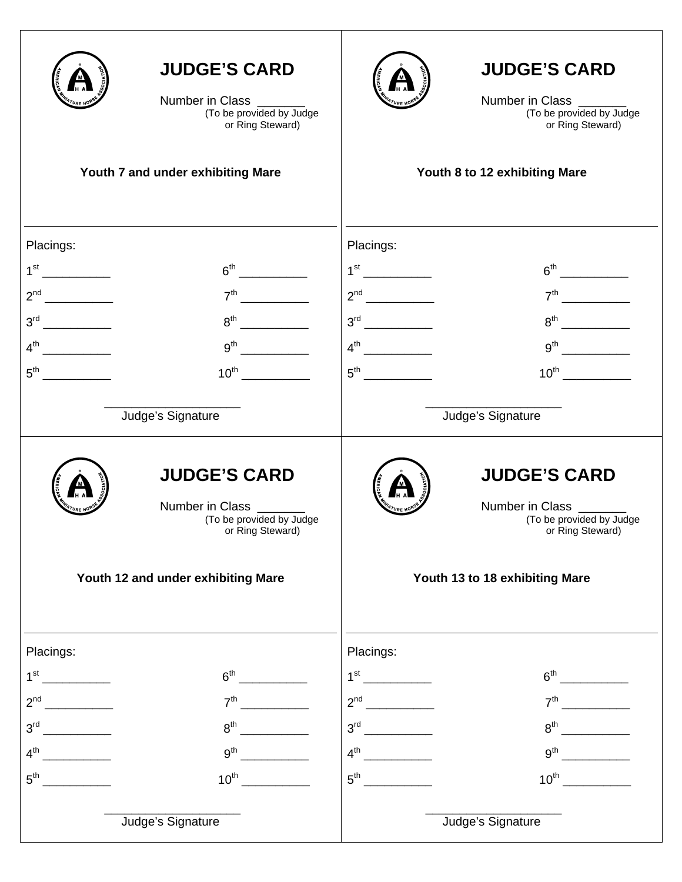## JUDGE'S CARD

Number in Class _______
(To be provided by Judge or Ring Steward)

**Youth 7 and under exhibiting Mare**

Placings:

1st __________ 6th __________

2nd __________ 7th __________

3rd __________ 8th __________

4th __________ 9th __________

5th __________ 10th __________

___________________
Judge's Signature

## JUDGE'S CARD

Number in Class _______
(To be provided by Judge or Ring Steward)

**Youth 8 to 12 exhibiting Mare**

Placings:

1st __________ 6th __________

2nd __________ 7th __________

3rd __________ 8th __________

4th __________ 9th __________

5th __________ 10th __________

___________________
Judge's Signature

## JUDGE'S CARD

Number in Class _______
(To be provided by Judge or Ring Steward)

**Youth 12 and under exhibiting Mare**

Placings:

1st __________ 6th __________

2nd __________ 7th __________

3rd __________ 8th __________

4th __________ 9th __________

5th __________ 10th __________

___________________
Judge's Signature

## JUDGE'S CARD

Number in Class _______
(To be provided by Judge or Ring Steward)

**Youth 13 to 18 exhibiting Mare**

Placings:

1st __________ 6th __________

2nd __________ 7th __________

3rd __________ 8th __________

4th __________ 9th __________

5th __________ 10th __________

___________________
Judge's Signature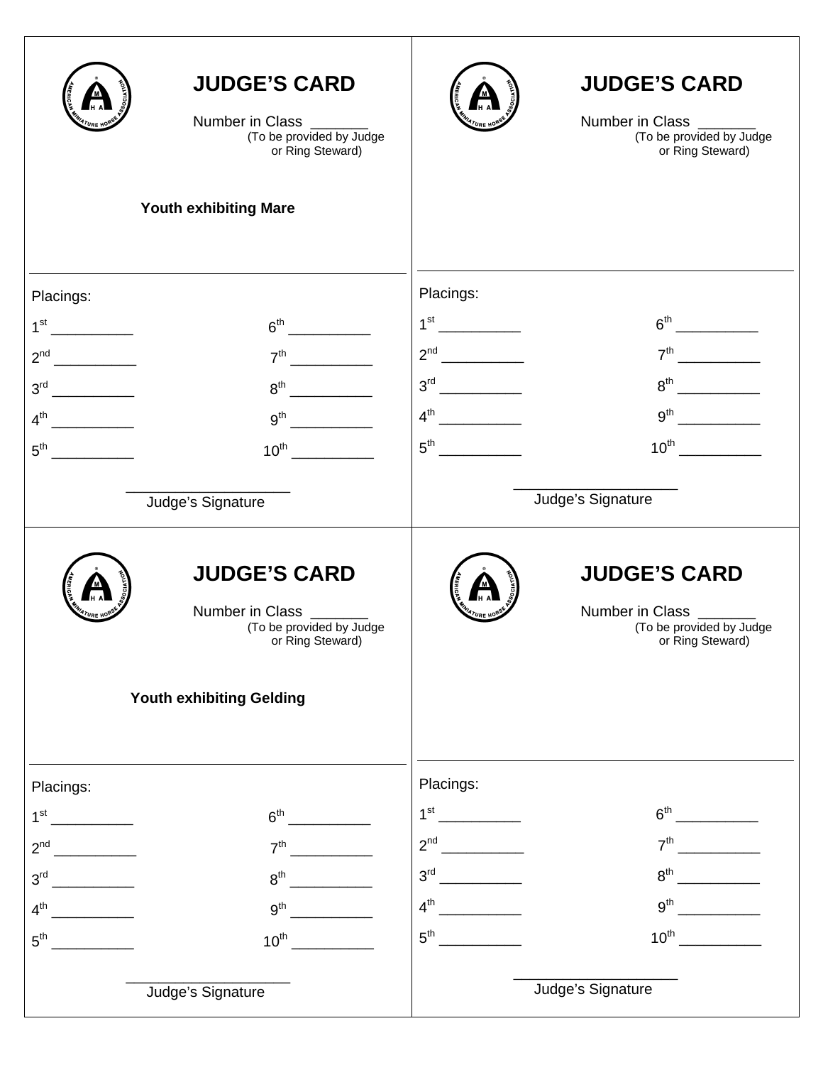## JUDGE'S CARD

Number in Class _______
(To be provided by Judge or Ring Steward)

**Youth exhibiting Mare**

Placings:

| | |
|---|---|
| 1st __________ | 6th __________ |
| 2nd __________ | 7th __________ |
| 3rd __________ | 8th __________ |
| 4th __________ | 9th __________ |
| 5th __________ | 10th __________ |

____________________
Judge's Signature

## JUDGE'S CARD

Number in Class _______
(To be provided by Judge or Ring Steward)

Placings:

| | |
|---|---|
| 1st __________ | 6th __________ |
| 2nd __________ | 7th __________ |
| 3rd __________ | 8th __________ |
| 4th __________ | 9th __________ |
| 5th __________ | 10th __________ |

____________________
Judge's Signature

## JUDGE'S CARD

Number in Class _______
(To be provided by Judge or Ring Steward)

**Youth exhibiting Gelding**

Placings:

| | |
|---|---|
| 1st __________ | 6th __________ |
| 2nd __________ | 7th __________ |
| 3rd __________ | 8th __________ |
| 4th __________ | 9th __________ |
| 5th __________ | 10th __________ |

____________________
Judge's Signature

## JUDGE'S CARD

Number in Class _______
(To be provided by Judge or Ring Steward)

Placings:

| | |
|---|---|
| 1st __________ | 6th __________ |
| 2nd __________ | 7th __________ |
| 3rd __________ | 8th __________ |
| 4th __________ | 9th __________ |
| 5th __________ | 10th __________ |

____________________
Judge's Signature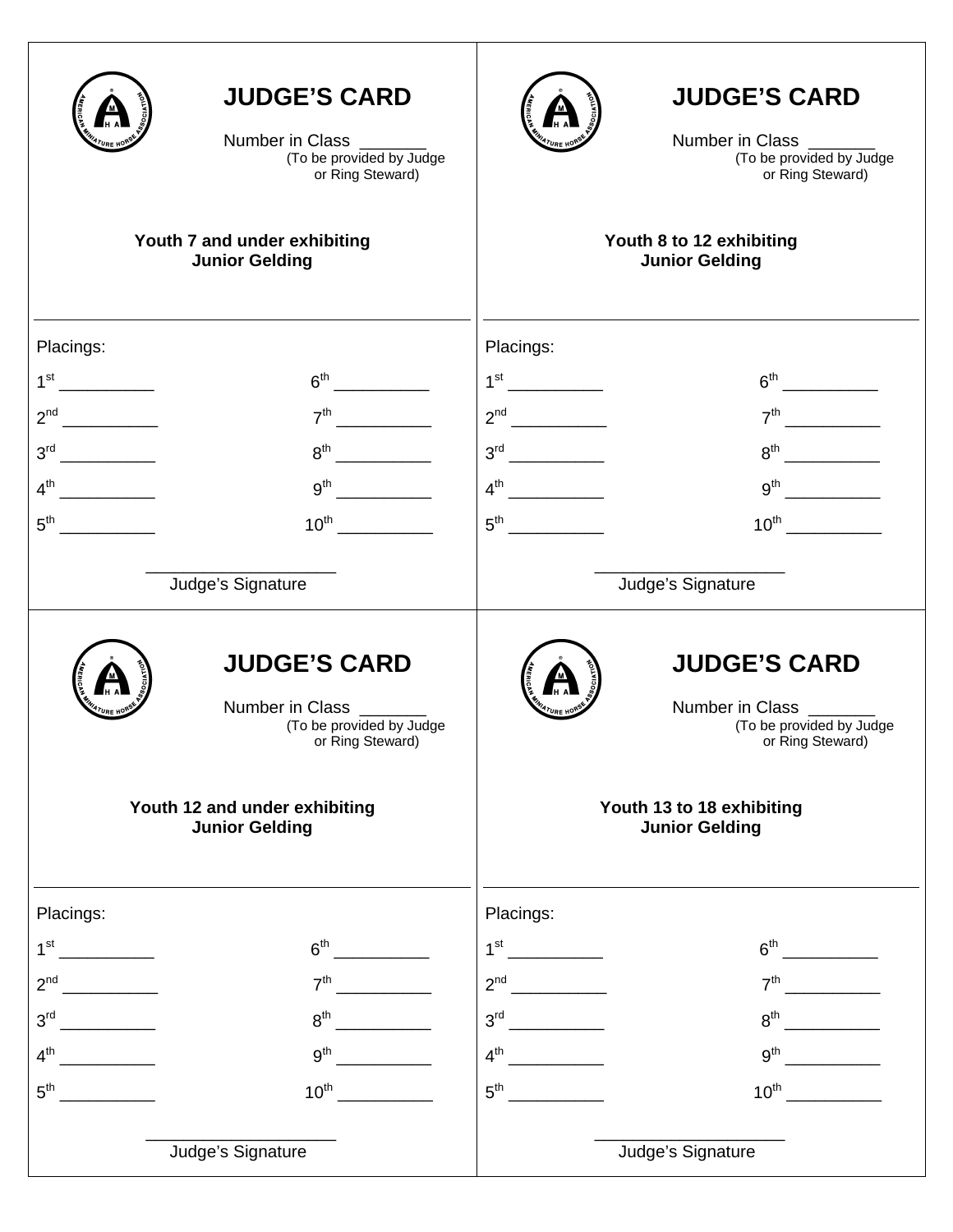## JUDGE'S CARD

Number in Class _______
(To be provided by Judge or Ring Steward)

**Youth 7 and under exhibiting Junior Gelding**

Placings:

| | |
|---|---|
| 1st __________ | 6th __________ |
| 2nd __________ | 7th __________ |
| 3rd __________ | 8th __________ |
| 4th __________ | 9th __________ |
| 5th __________ | 10th __________ |

____________________
Judge's Signature

## JUDGE'S CARD

Number in Class _______
(To be provided by Judge or Ring Steward)

**Youth 8 to 12 exhibiting Junior Gelding**

Placings:

| | |
|---|---|
| 1st __________ | 6th __________ |
| 2nd __________ | 7th __________ |
| 3rd __________ | 8th __________ |
| 4th __________ | 9th __________ |
| 5th __________ | 10th __________ |

____________________
Judge's Signature

## JUDGE'S CARD

Number in Class _______
(To be provided by Judge or Ring Steward)

**Youth 12 and under exhibiting Junior Gelding**

Placings:

| | |
|---|---|
| 1st __________ | 6th __________ |
| 2nd __________ | 7th __________ |
| 3rd __________ | 8th __________ |
| 4th __________ | 9th __________ |
| 5th __________ | 10th __________ |

____________________
Judge's Signature

## JUDGE'S CARD

Number in Class _______
(To be provided by Judge or Ring Steward)

**Youth 13 to 18 exhibiting Junior Gelding**

Placings:

| | |
|---|---|
| 1st __________ | 6th __________ |
| 2nd __________ | 7th __________ |
| 3rd __________ | 8th __________ |
| 4th __________ | 9th __________ |
| 5th __________ | 10th __________ |

____________________
Judge's Signature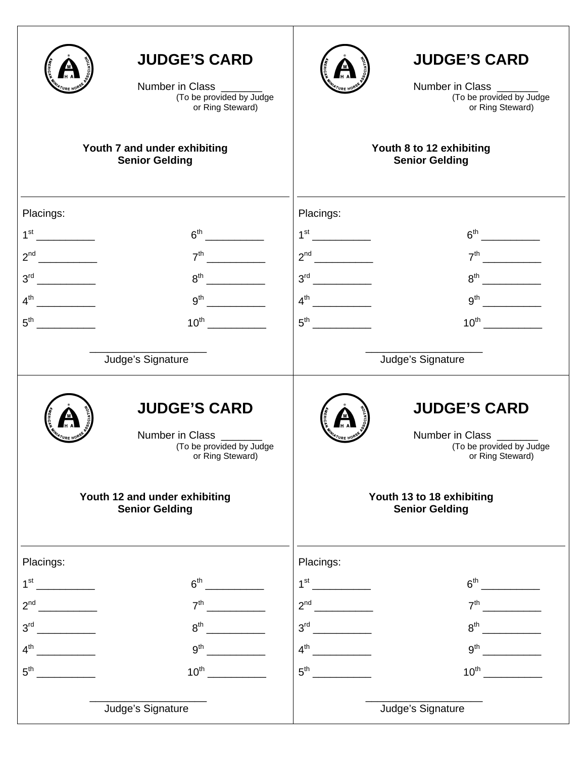## JUDGE'S CARD

Number in Class _______
(To be provided by Judge or Ring Steward)

**Youth 7 and under exhibiting Senior Gelding**

Placings:

1st __________ 6th __________
2nd __________ 7th __________
3rd __________ 8th __________
4th __________ 9th __________
5th __________ 10th __________

____________________
Judge's Signature

## JUDGE'S CARD

Number in Class _______
(To be provided by Judge or Ring Steward)

**Youth 8 to 12 exhibiting Senior Gelding**

Placings:

1st __________ 6th __________
2nd __________ 7th __________
3rd __________ 8th __________
4th __________ 9th __________
5th __________ 10th __________

____________________
Judge's Signature

## JUDGE'S CARD

Number in Class _______
(To be provided by Judge or Ring Steward)

**Youth 12 and under exhibiting Senior Gelding**

Placings:

1st __________ 6th __________
2nd __________ 7th __________
3rd __________ 8th __________
4th __________ 9th __________
5th __________ 10th __________

____________________
Judge's Signature

## JUDGE'S CARD

Number in Class _______
(To be provided by Judge or Ring Steward)

**Youth 13 to 18 exhibiting Senior Gelding**

Placings:

1st __________ 6th __________
2nd __________ 7th __________
3rd __________ 8th __________
4th __________ 9th __________
5th __________ 10th __________

____________________
Judge's Signature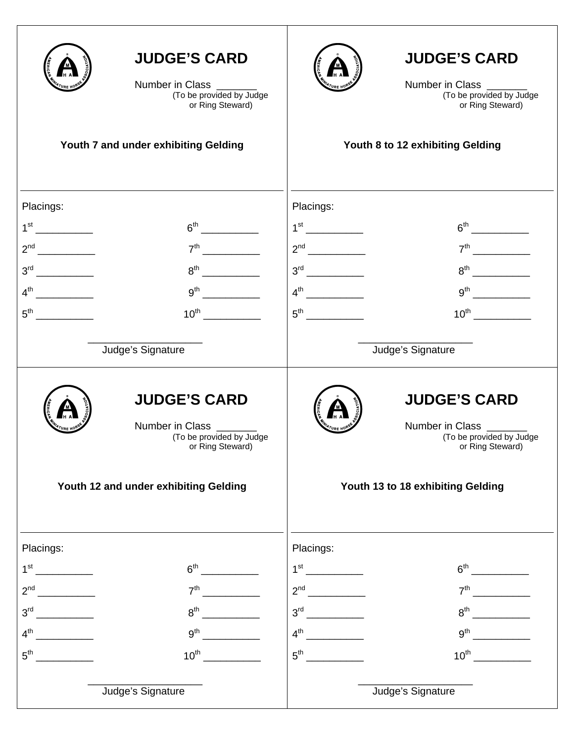## JUDGE'S CARD

Number in Class _______
(To be provided by Judge or Ring Steward)

**Youth 7 and under exhibiting Gelding**

Placings:

| | |
|---|---|
| 1st __________ | 6th __________ |
| 2nd __________ | 7th __________ |
| 3rd __________ | 8th __________ |
| 4th __________ | 9th __________ |
| 5th __________ | 10th __________ |

____________________
Judge's Signature

## JUDGE'S CARD

Number in Class _______
(To be provided by Judge or Ring Steward)

**Youth 8 to 12 exhibiting Gelding**

Placings:

| | |
|---|---|
| 1st __________ | 6th __________ |
| 2nd __________ | 7th __________ |
| 3rd __________ | 8th __________ |
| 4th __________ | 9th __________ |
| 5th __________ | 10th __________ |

____________________
Judge's Signature

## JUDGE'S CARD

Number in Class _______
(To be provided by Judge or Ring Steward)

**Youth 12 and under exhibiting Gelding**

Placings:

| | |
|---|---|
| 1st __________ | 6th __________ |
| 2nd __________ | 7th __________ |
| 3rd __________ | 8th __________ |
| 4th __________ | 9th __________ |
| 5th __________ | 10th __________ |

____________________
Judge's Signature

## JUDGE'S CARD

Number in Class _______
(To be provided by Judge or Ring Steward)

**Youth 13 to 18 exhibiting Gelding**

Placings:

| | |
|---|---|
| 1st __________ | 6th __________ |
| 2nd __________ | 7th __________ |
| 3rd __________ | 8th __________ |
| 4th __________ | 9th __________ |
| 5th __________ | 10th __________ |

____________________
Judge's Signature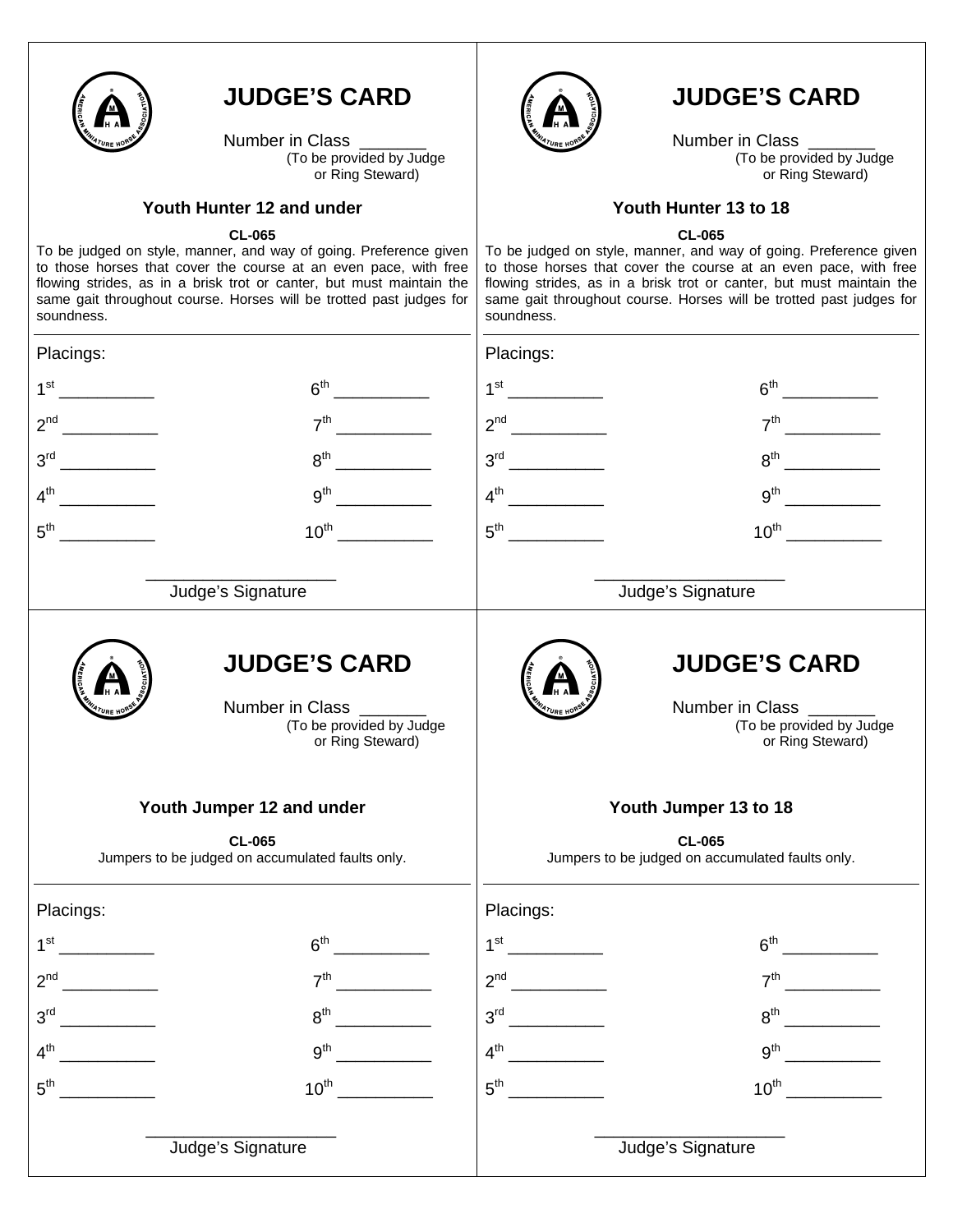# JUDGE'S CARD

Number in Class _______
(To be provided by Judge or Ring Steward)

### Youth Hunter 12 and under

**CL-065**

To be judged on style, manner, and way of going. Preference given to those horses that cover the course at an even pace, with free flowing strides, as in a brisk trot or canter, but must maintain the same gait throughout course. Horses will be trotted past judges for soundness.

Placings:

1st __________ 6th __________

2nd __________ 7th __________

3rd __________ 8th __________

4th __________ 9th __________

5th __________ 10th __________

____________________
Judge's Signature

# JUDGE'S CARD

Number in Class _______
(To be provided by Judge or Ring Steward)

### Youth Hunter 13 to 18

**CL-065**

To be judged on style, manner, and way of going. Preference given to those horses that cover the course at an even pace, with free flowing strides, as in a brisk trot or canter, but must maintain the same gait throughout course. Horses will be trotted past judges for soundness.

Placings:

1st __________ 6th __________

2nd __________ 7th __________

3rd __________ 8th __________

4th __________ 9th __________

5th __________ 10th __________

____________________
Judge's Signature

# JUDGE'S CARD

Number in Class _______
(To be provided by Judge or Ring Steward)

### Youth Jumper 12 and under

**CL-065**

Jumpers to be judged on accumulated faults only.

Placings:

1st __________ 6th __________

2nd __________ 7th __________

3rd __________ 8th __________

4th __________ 9th __________

5th __________ 10th __________

____________________
Judge's Signature

# JUDGE'S CARD

Number in Class _______
(To be provided by Judge or Ring Steward)

### Youth Jumper 13 to 18

**CL-065**

Jumpers to be judged on accumulated faults only.

Placings:

1st __________ 6th __________

2nd __________ 7th __________

3rd __________ 8th __________

4th __________ 9th __________

5th __________ 10th __________

____________________
Judge's Signature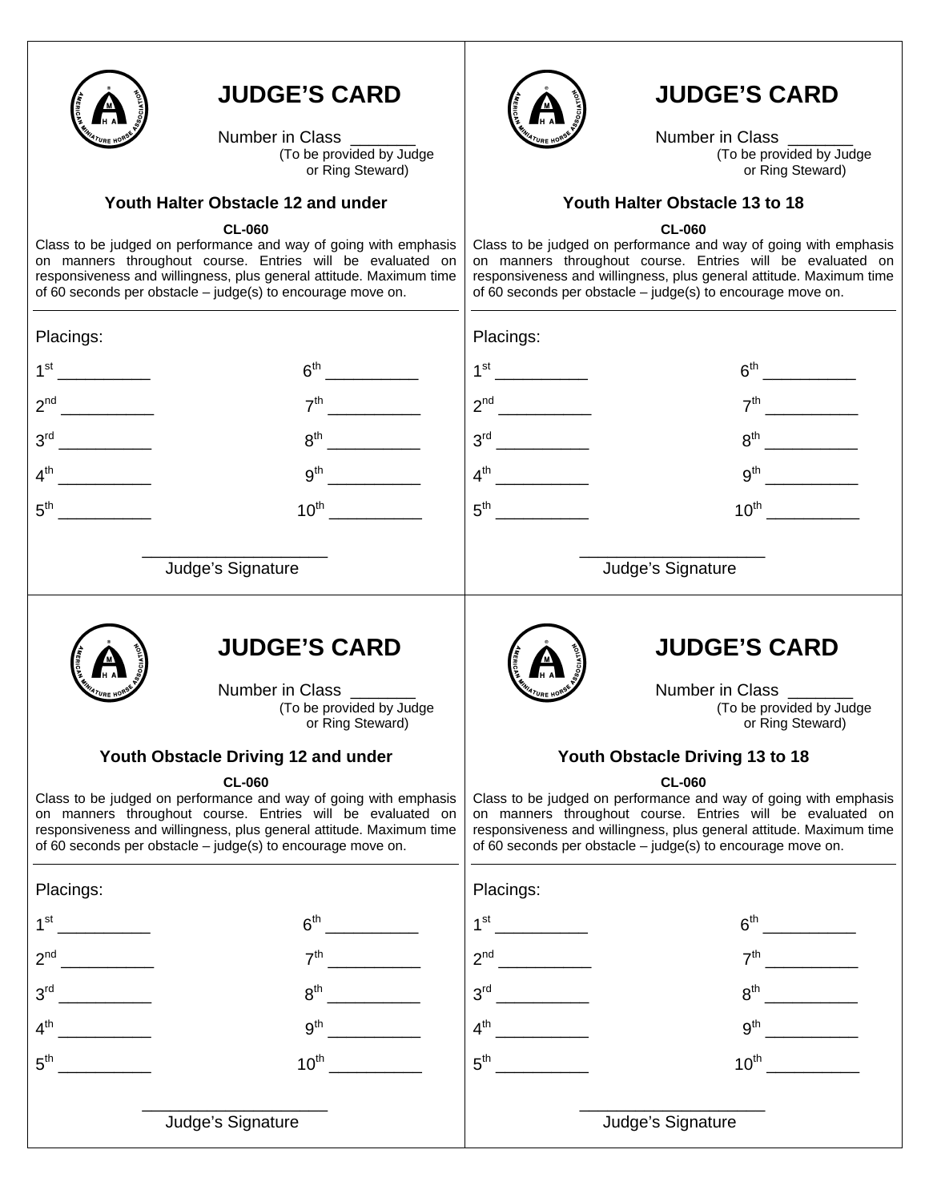# JUDGE'S CARD

Number in Class _______
(To be provided by Judge or Ring Steward)

### Youth Halter Obstacle 12 and under

**CL-060**

Class to be judged on performance and way of going with emphasis on manners throughout course. Entries will be evaluated on responsiveness and willingness, plus general attitude. Maximum time of 60 seconds per obstacle – judge(s) to encourage move on.

Placings:

1st __________ 6th __________

2nd __________ 7th __________

3rd __________ 8th __________

4th __________ 9th __________

5th __________ 10th __________

____________________
Judge's Signature

# JUDGE'S CARD

Number in Class _______
(To be provided by Judge or Ring Steward)

### Youth Halter Obstacle 13 to 18

**CL-060**

Class to be judged on performance and way of going with emphasis on manners throughout course. Entries will be evaluated on responsiveness and willingness, plus general attitude. Maximum time of 60 seconds per obstacle – judge(s) to encourage move on.

Placings:

1st __________ 6th __________

2nd __________ 7th __________

3rd __________ 8th __________

4th __________ 9th __________

5th __________ 10th __________

____________________
Judge's Signature

# JUDGE'S CARD

Number in Class _______
(To be provided by Judge or Ring Steward)

### Youth Obstacle Driving 12 and under

**CL-060**

Class to be judged on performance and way of going with emphasis on manners throughout course. Entries will be evaluated on responsiveness and willingness, plus general attitude. Maximum time of 60 seconds per obstacle – judge(s) to encourage move on.

Placings:

1st __________ 6th __________

2nd __________ 7th __________

3rd __________ 8th __________

4th __________ 9th __________

5th __________ 10th __________

____________________
Judge's Signature

# JUDGE'S CARD

Number in Class _______
(To be provided by Judge or Ring Steward)

### Youth Obstacle Driving 13 to 18

**CL-060**

Class to be judged on performance and way of going with emphasis on manners throughout course. Entries will be evaluated on responsiveness and willingness, plus general attitude. Maximum time of 60 seconds per obstacle – judge(s) to encourage move on.

Placings:

1st __________ 6th __________

2nd __________ 7th __________

3rd __________ 8th __________

4th __________ 9th __________

5th __________ 10th __________

____________________
Judge's Signature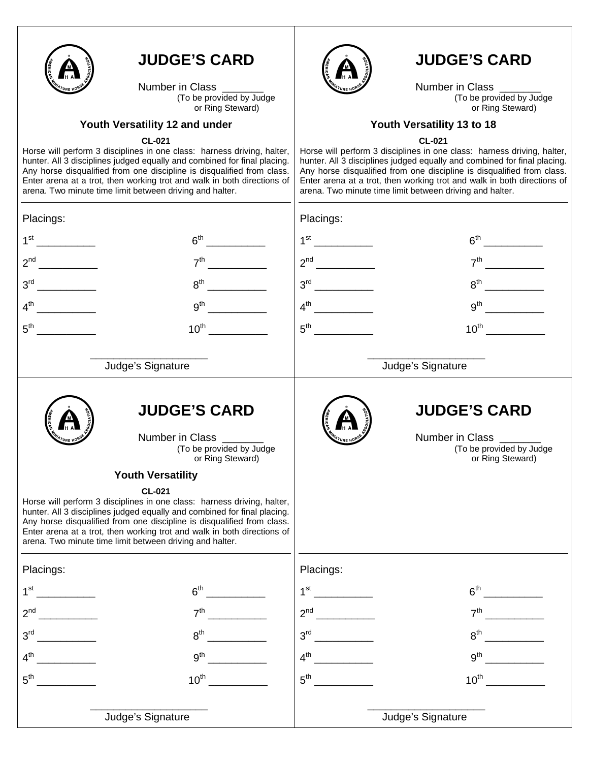# JUDGE'S CARD

Number in Class _______
(To be provided by Judge or Ring Steward)

### Youth Versatility 12 and under

**CL-021**

Horse will perform 3 disciplines in one class: harness driving, halter, hunter. All 3 disciplines judged equally and combined for final placing. Any horse disqualified from one discipline is disqualified from class. Enter arena at a trot, then working trot and walk in both directions of arena. Two minute time limit between driving and halter.

Placings:

| | |
|---|---|
| 1st __________ | 6th __________ |
| 2nd __________ | 7th __________ |
| 3rd __________ | 8th __________ |
| 4th __________ | 9th __________ |
| 5th __________ | 10th __________ |

____________________
Judge's Signature

# JUDGE'S CARD

Number in Class _______
(To be provided by Judge or Ring Steward)

### Youth Versatility 13 to 18

**CL-021**

Horse will perform 3 disciplines in one class: harness driving, halter, hunter. All 3 disciplines judged equally and combined for final placing. Any horse disqualified from one discipline is disqualified from class. Enter arena at a trot, then working trot and walk in both directions of arena. Two minute time limit between driving and halter.

Placings:

| | |
|---|---|
| 1st __________ | 6th __________ |
| 2nd __________ | 7th __________ |
| 3rd __________ | 8th __________ |
| 4th __________ | 9th __________ |
| 5th __________ | 10th __________ |

____________________
Judge's Signature

# JUDGE'S CARD

Number in Class _______
(To be provided by Judge or Ring Steward)

### Youth Versatility

**CL-021**

Horse will perform 3 disciplines in one class: harness driving, halter, hunter. All 3 disciplines judged equally and combined for final placing. Any horse disqualified from one discipline is disqualified from class. Enter arena at a trot, then working trot and walk in both directions of arena. Two minute time limit between driving and halter.

Placings:

| | |
|---|---|
| 1st __________ | 6th __________ |
| 2nd __________ | 7th __________ |
| 3rd __________ | 8th __________ |
| 4th __________ | 9th __________ |
| 5th __________ | 10th __________ |

____________________
Judge's Signature

# JUDGE'S CARD

Number in Class _______
(To be provided by Judge or Ring Steward)

Placings:

| | |
|---|---|
| 1st __________ | 6th __________ |
| 2nd __________ | 7th __________ |
| 3rd __________ | 8th __________ |
| 4th __________ | 9th __________ |
| 5th __________ | 10th __________ |

____________________
Judge's Signature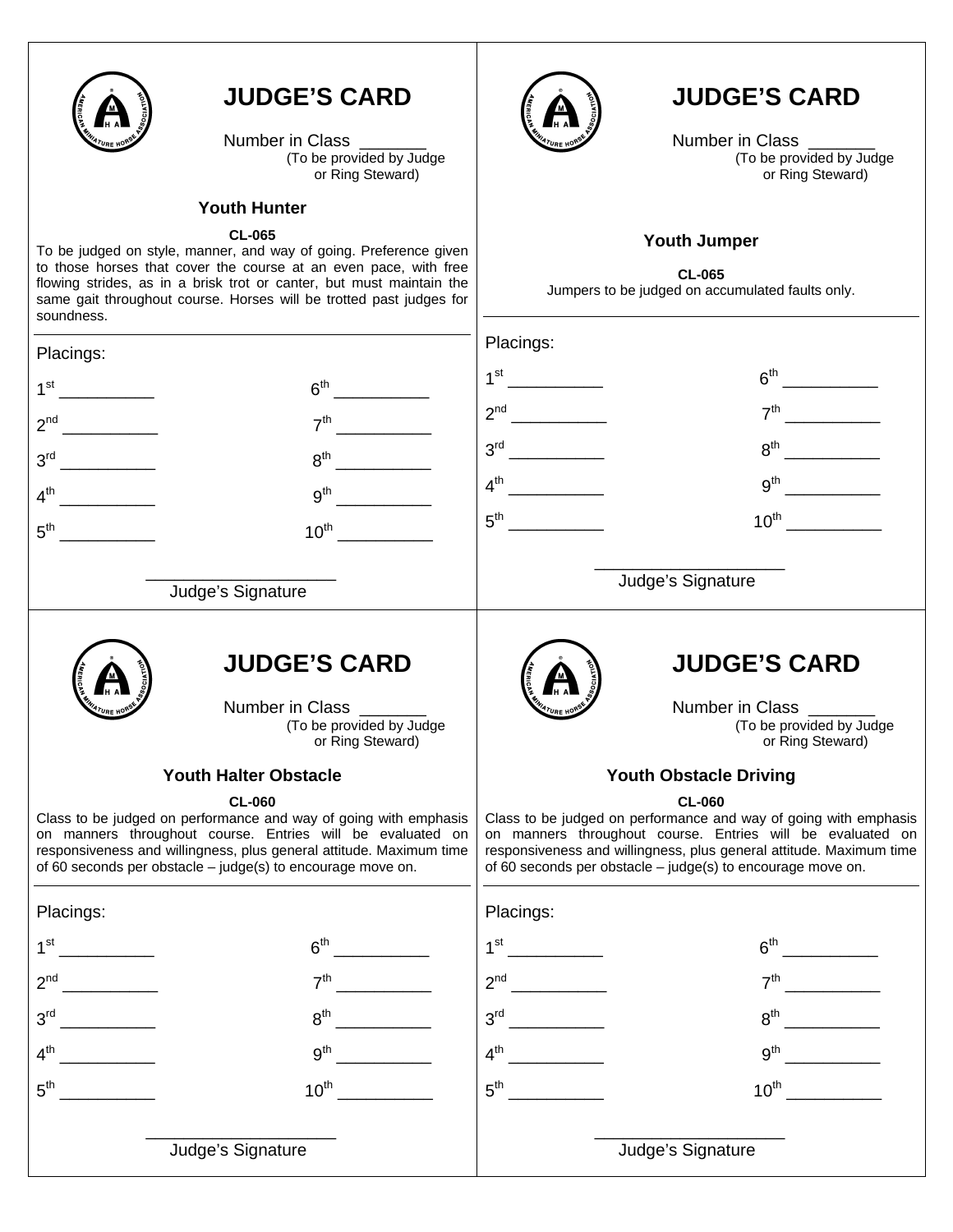## JUDGE'S CARD

Number in Class _______
(To be provided by Judge or Ring Steward)

### Youth Hunter

**CL-065**

To be judged on style, manner, and way of going. Preference given to those horses that cover the course at an even pace, with free flowing strides, as in a brisk trot or canter, but must maintain the same gait throughout course. Horses will be trotted past judges for soundness.

Placings:

| | |
|---|---|
| 1st __________ | 6th __________ |
| 2nd __________ | 7th __________ |
| 3rd __________ | 8th __________ |
| 4th __________ | 9th __________ |
| 5th __________ | 10th __________ |

____________________
Judge's Signature

## JUDGE'S CARD

Number in Class _______
(To be provided by Judge or Ring Steward)

### Youth Jumper

**CL-065**

Jumpers to be judged on accumulated faults only.

Placings:

| | |
|---|---|
| 1st __________ | 6th __________ |
| 2nd __________ | 7th __________ |
| 3rd __________ | 8th __________ |
| 4th __________ | 9th __________ |
| 5th __________ | 10th __________ |

____________________
Judge's Signature

## JUDGE'S CARD

Number in Class _______
(To be provided by Judge or Ring Steward)

### Youth Halter Obstacle

**CL-060**

Class to be judged on performance and way of going with emphasis on manners throughout course. Entries will be evaluated on responsiveness and willingness, plus general attitude. Maximum time of 60 seconds per obstacle – judge(s) to encourage move on.

Placings:

| | |
|---|---|
| 1st __________ | 6th __________ |
| 2nd __________ | 7th __________ |
| 3rd __________ | 8th __________ |
| 4th __________ | 9th __________ |
| 5th __________ | 10th __________ |

____________________
Judge's Signature

## JUDGE'S CARD

Number in Class _______
(To be provided by Judge or Ring Steward)

### Youth Obstacle Driving

**CL-060**

Class to be judged on performance and way of going with emphasis on manners throughout course. Entries will be evaluated on responsiveness and willingness, plus general attitude. Maximum time of 60 seconds per obstacle – judge(s) to encourage move on.

Placings:

| | |
|---|---|
| 1st __________ | 6th __________ |
| 2nd __________ | 7th __________ |
| 3rd __________ | 8th __________ |
| 4th __________ | 9th __________ |
| 5th __________ | 10th __________ |

____________________
Judge's Signature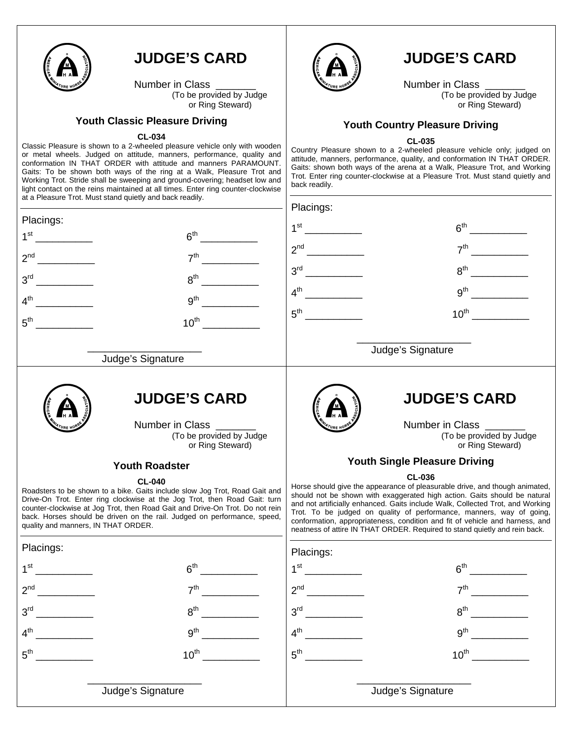# JUDGE'S CARD

Number in Class _______
(To be provided by Judge or Ring Steward)

### Youth Classic Pleasure Driving

**CL-034**

Classic Pleasure is shown to a 2-wheeled pleasure vehicle only with wooden or metal wheels. Judged on attitude, manners, performance, quality and conformation IN THAT ORDER with attitude and manners PARAMOUNT. Gaits: To be shown both ways of the ring at a Walk, Pleasure Trot and Working Trot. Stride shall be sweeping and ground-covering; headset low and light contact on the reins maintained at all times. Enter ring counter-clockwise at a Pleasure Trot. Must stand quietly and back readily.

Placings:

| | |
|---|---|
| 1st __________ | 6th __________ |
| 2nd __________ | 7th __________ |
| 3rd __________ | 8th __________ |
| 4th __________ | 9th __________ |
| 5th __________ | 10th __________ |

____________________
Judge's Signature

# JUDGE'S CARD

Number in Class _______
(To be provided by Judge or Ring Steward)

### Youth Country Pleasure Driving

**CL-035**

Country Pleasure shown to a 2-wheeled pleasure vehicle only; judged on attitude, manners, performance, quality, and conformation IN THAT ORDER. Gaits: shown both ways of the arena at a Walk, Pleasure Trot, and Working Trot. Enter ring counter-clockwise at a Pleasure Trot. Must stand quietly and back readily.

Placings:

| | |
|---|---|
| 1st __________ | 6th __________ |
| 2nd __________ | 7th __________ |
| 3rd __________ | 8th __________ |
| 4th __________ | 9th __________ |
| 5th __________ | 10th __________ |

____________________
Judge's Signature

# JUDGE'S CARD

Number in Class _______
(To be provided by Judge or Ring Steward)

### Youth Roadster

**CL-040**

Roadsters to be shown to a bike. Gaits include slow Jog Trot, Road Gait and Drive-On Trot. Enter ring clockwise at the Jog Trot, then Road Gait: turn counter-clockwise at Jog Trot, then Road Gait and Drive-On Trot. Do not rein back. Horses should be driven on the rail. Judged on performance, speed, quality and manners, IN THAT ORDER.

Placings:

| | |
|---|---|
| 1st __________ | 6th __________ |
| 2nd __________ | 7th __________ |
| 3rd __________ | 8th __________ |
| 4th __________ | 9th __________ |
| 5th __________ | 10th __________ |

____________________
Judge's Signature

# JUDGE'S CARD

Number in Class _______
(To be provided by Judge or Ring Steward)

### Youth Single Pleasure Driving

**CL-036**

Horse should give the appearance of pleasurable drive, and though animated, should not be shown with exaggerated high action. Gaits should be natural and not artificially enhanced. Gaits include Walk, Collected Trot, and Working Trot. To be judged on quality of performance, manners, way of going, conformation, appropriateness, condition and fit of vehicle and harness, and neatness of attire IN THAT ORDER. Required to stand quietly and rein back.

Placings:

| | |
|---|---|
| 1st __________ | 6th __________ |
| 2nd __________ | 7th __________ |
| 3rd __________ | 8th __________ |
| 4th __________ | 9th __________ |
| 5th __________ | 10th __________ |

____________________
Judge's Signature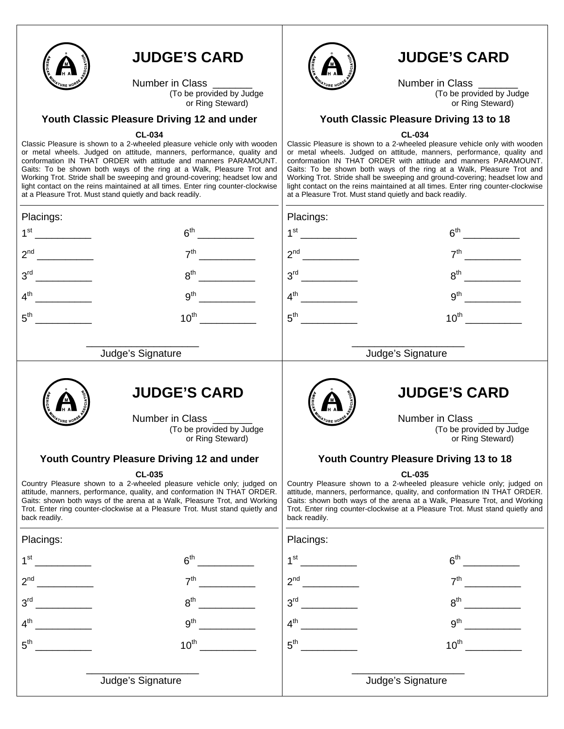## JUDGE'S CARD

Number in Class _______
(To be provided by Judge or Ring Steward)

### Youth Classic Pleasure Driving 12 and under

**CL-034**

Classic Pleasure is shown to a 2-wheeled pleasure vehicle only with wooden or metal wheels. Judged on attitude, manners, performance, quality and conformation IN THAT ORDER with attitude and manners PARAMOUNT. Gaits: To be shown both ways of the ring at a Walk, Pleasure Trot and Working Trot. Stride shall be sweeping and ground-covering; headset low and light contact on the reins maintained at all times. Enter ring counter-clockwise at a Pleasure Trot. Must stand quietly and back readily.

Placings:

| | |
|---|---|
| 1st __________ | 6th __________ |
| 2nd __________ | 7th __________ |
| 3rd __________ | 8th __________ |
| 4th __________ | 9th __________ |
| 5th __________ | 10th __________ |

____________________
Judge's Signature

## JUDGE'S CARD

Number in Class _______
(To be provided by Judge or Ring Steward)

### Youth Classic Pleasure Driving 13 to 18

**CL-034**

Classic Pleasure is shown to a 2-wheeled pleasure vehicle only with wooden or metal wheels. Judged on attitude, manners, performance, quality and conformation IN THAT ORDER with attitude and manners PARAMOUNT. Gaits: To be shown both ways of the ring at a Walk, Pleasure Trot and Working Trot. Stride shall be sweeping and ground-covering; headset low and light contact on the reins maintained at all times. Enter ring counter-clockwise at a Pleasure Trot. Must stand quietly and back readily.

Placings:

| | |
|---|---|
| 1st __________ | 6th __________ |
| 2nd __________ | 7th __________ |
| 3rd __________ | 8th __________ |
| 4th __________ | 9th __________ |
| 5th __________ | 10th __________ |

____________________
Judge's Signature

## JUDGE'S CARD

Number in Class _______
(To be provided by Judge or Ring Steward)

### Youth Country Pleasure Driving 12 and under

**CL-035**

Country Pleasure shown to a 2-wheeled pleasure vehicle only; judged on attitude, manners, performance, quality, and conformation IN THAT ORDER. Gaits: shown both ways of the arena at a Walk, Pleasure Trot, and Working Trot. Enter ring counter-clockwise at a Pleasure Trot. Must stand quietly and back readily.

Placings:

| | |
|---|---|
| 1st __________ | 6th __________ |
| 2nd __________ | 7th __________ |
| 3rd __________ | 8th __________ |
| 4th __________ | 9th __________ |
| 5th __________ | 10th __________ |

____________________
Judge's Signature

## JUDGE'S CARD

Number in Class _______
(To be provided by Judge or Ring Steward)

### Youth Country Pleasure Driving 13 to 18

**CL-035**

Country Pleasure shown to a 2-wheeled pleasure vehicle only; judged on attitude, manners, performance, quality, and conformation IN THAT ORDER. Gaits: shown both ways of the arena at a Walk, Pleasure Trot, and Working Trot. Enter ring counter-clockwise at a Pleasure Trot. Must stand quietly and back readily.

Placings:

| | |
|---|---|
| 1st __________ | 6th __________ |
| 2nd __________ | 7th __________ |
| 3rd __________ | 8th __________ |
| 4th __________ | 9th __________ |
| 5th __________ | 10th __________ |

____________________
Judge's Signature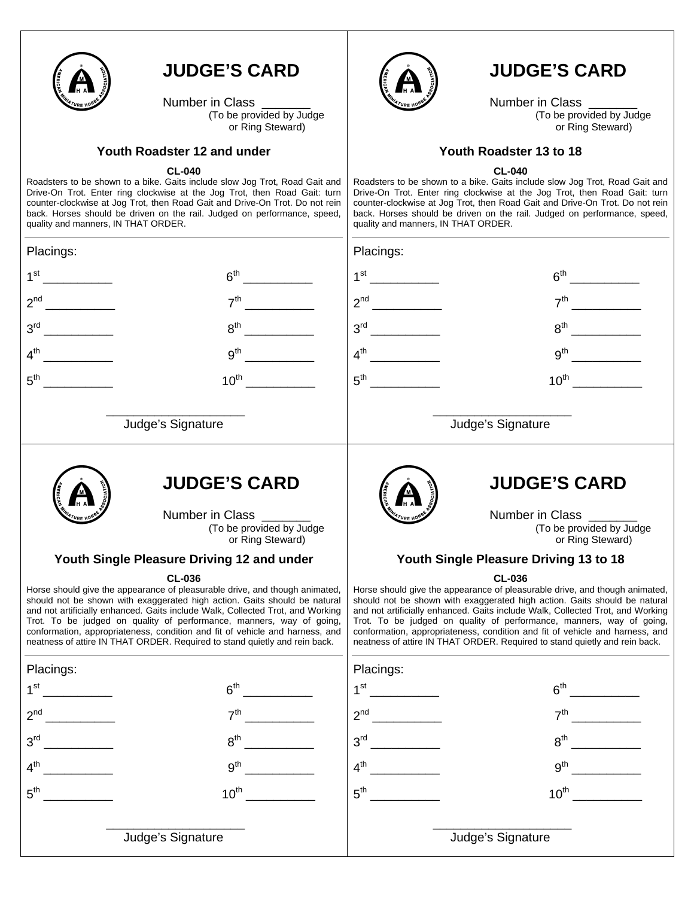## JUDGE'S CARD

Number in Class _______
(To be provided by Judge or Ring Steward)

### Youth Roadster 12 and under

**CL-040**

Roadsters to be shown to a bike. Gaits include slow Jog Trot, Road Gait and Drive-On Trot. Enter ring clockwise at the Jog Trot, then Road Gait: turn counter-clockwise at Jog Trot, then Road Gait and Drive-On Trot. Do not rein back. Horses should be driven on the rail. Judged on performance, speed, quality and manners, IN THAT ORDER.

Placings:

1st __________ 6th __________

2nd __________ 7th __________

3rd __________ 8th __________

4th __________ 9th __________

5th __________ 10th __________

____________________
Judge's Signature

---

## JUDGE'S CARD

Number in Class _______
(To be provided by Judge or Ring Steward)

### Youth Roadster 13 to 18

**CL-040**

Roadsters to be shown to a bike. Gaits include slow Jog Trot, Road Gait and Drive-On Trot. Enter ring clockwise at the Jog Trot, then Road Gait: turn counter-clockwise at Jog Trot, then Road Gait and Drive-On Trot. Do not rein back. Horses should be driven on the rail. Judged on performance, speed, quality and manners, IN THAT ORDER.

Placings:

1st __________ 6th __________

2nd __________ 7th __________

3rd __________ 8th __________

4th __________ 9th __________

5th __________ 10th __________

____________________
Judge's Signature

---

## JUDGE'S CARD

Number in Class _______
(To be provided by Judge or Ring Steward)

### Youth Single Pleasure Driving 12 and under

**CL-036**

Horse should give the appearance of pleasurable drive, and though animated, should not be shown with exaggerated high action. Gaits should be natural and not artificially enhanced. Gaits include Walk, Collected Trot, and Working Trot. To be judged on quality of performance, manners, way of going, conformation, appropriateness, condition and fit of vehicle and harness, and neatness of attire IN THAT ORDER. Required to stand quietly and rein back.

Placings:

1st __________ 6th __________

2nd __________ 7th __________

3rd __________ 8th __________

4th __________ 9th __________

5th __________ 10th __________

____________________
Judge's Signature

---

## JUDGE'S CARD

Number in Class _______
(To be provided by Judge or Ring Steward)

### Youth Single Pleasure Driving 13 to 18

**CL-036**

Horse should give the appearance of pleasurable drive, and though animated, should not be shown with exaggerated high action. Gaits should be natural and not artificially enhanced. Gaits include Walk, Collected Trot, and Working Trot. To be judged on quality of performance, manners, way of going, conformation, appropriateness, condition and fit of vehicle and harness, and neatness of attire IN THAT ORDER. Required to stand quietly and rein back.

Placings:

1st __________ 6th __________

2nd __________ 7th __________

3rd __________ 8th __________

4th __________ 9th __________

5th __________ 10th __________

____________________
Judge's Signature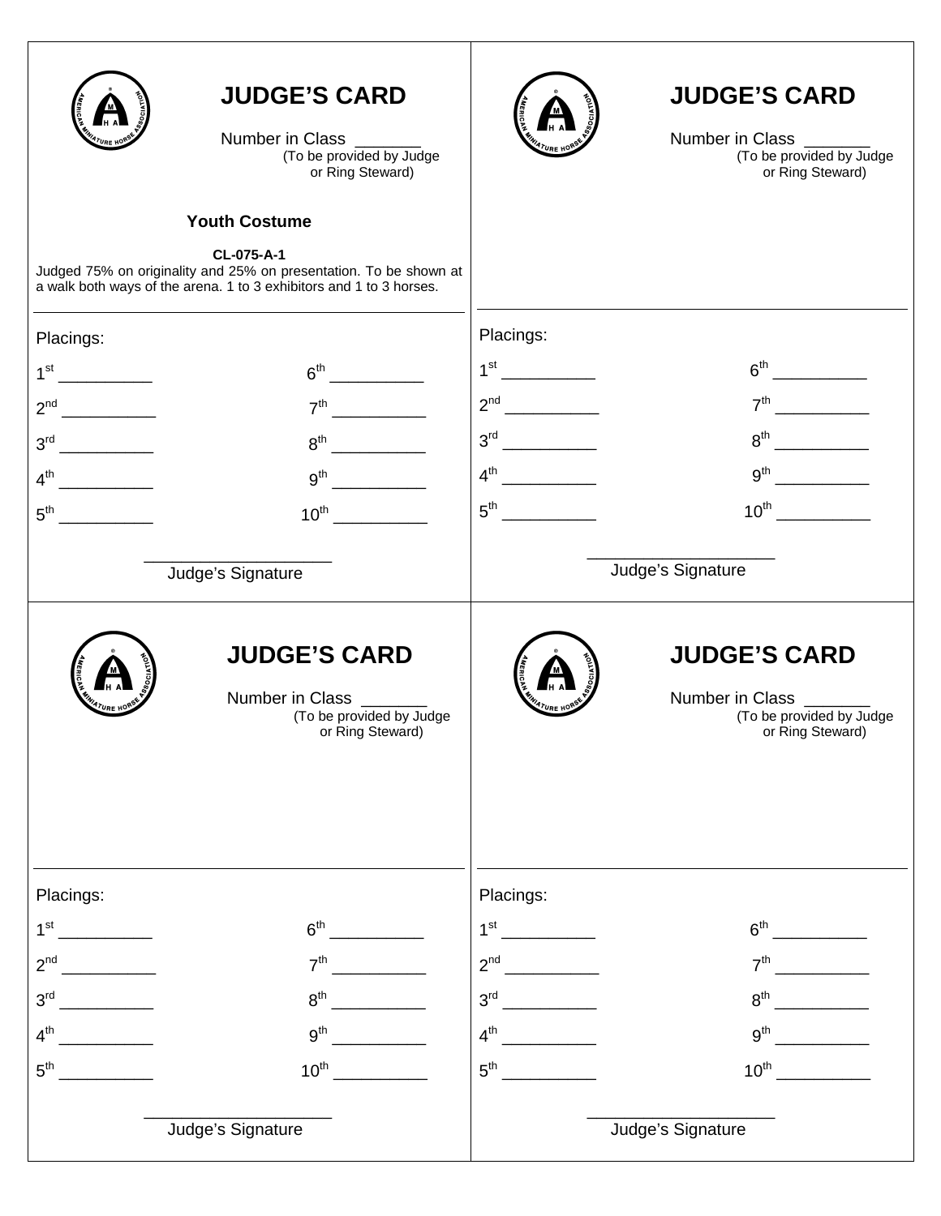## JUDGE'S CARD

Number in Class _______
(To be provided by Judge or Ring Steward)

**Youth Costume**

**CL-075-A-1**

Judged 75% on originality and 25% on presentation. To be shown at a walk both ways of the arena. 1 to 3 exhibitors and 1 to 3 horses.

Placings:

| | |
|---|---|
| 1st __________ | 6th __________ |
| 2nd __________ | 7th __________ |
| 3rd __________ | 8th __________ |
| 4th __________ | 9th __________ |
| 5th __________ | 10th __________ |

____________________
Judge's Signature

## JUDGE'S CARD

Number in Class _______
(To be provided by Judge or Ring Steward)

Placings:

| | |
|---|---|
| 1st __________ | 6th __________ |
| 2nd __________ | 7th __________ |
| 3rd __________ | 8th __________ |
| 4th __________ | 9th __________ |
| 5th __________ | 10th __________ |

____________________
Judge's Signature

## JUDGE'S CARD

Number in Class _______
(To be provided by Judge or Ring Steward)

Placings:

| | |
|---|---|
| 1st __________ | 6th __________ |
| 2nd __________ | 7th __________ |
| 3rd __________ | 8th __________ |
| 4th __________ | 9th __________ |
| 5th __________ | 10th __________ |

____________________
Judge's Signature

## JUDGE'S CARD

Number in Class _______
(To be provided by Judge or Ring Steward)

Placings:

| | |
|---|---|
| 1st __________ | 6th __________ |
| 2nd __________ | 7th __________ |
| 3rd __________ | 8th __________ |
| 4th __________ | 9th __________ |
| 5th __________ | 10th __________ |

____________________
Judge's Signature